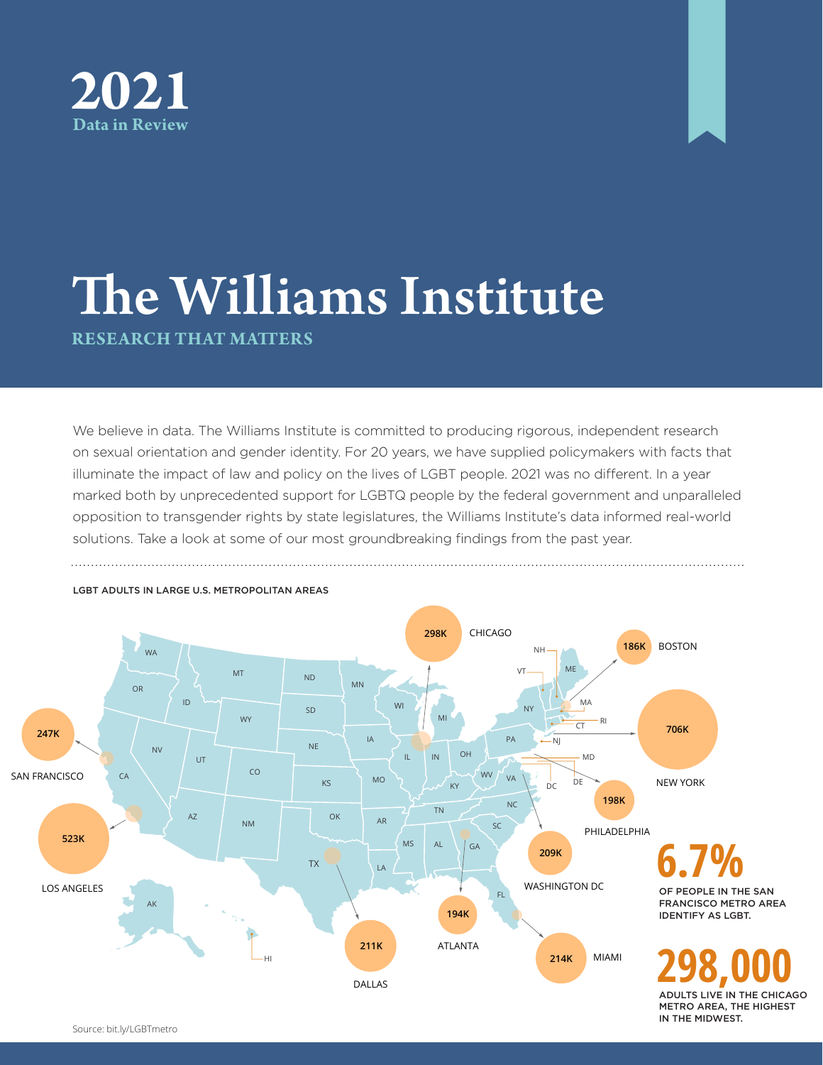# 2021

**Data in Review**

# The Williams Institute

## RESEARCH THAT MATTERS

We believe in data. The Williams Institute is committed to producing rigorous, independent research on sexual orientation and gender identity. For 20 years, we have supplied policymakers with facts that illuminate the impact of law and policy on the lives of LGBT people. 2021 was no different. In a year marked both by unprecedented support for LGBTQ people by the federal government and unparalleled opposition to transgender rights by state legislatures, the Williams Institute's data informed real-world solutions. Take a look at some of our most groundbreaking findings from the past year.

### LGBT ADULTS IN LARGE U.S. METROPOLITAN AREAS

| Metro Area | LGBT Adults |
|---|---|
| Chicago | 298K |
| Boston | 186K |
| San Francisco | 247K |
| New York | 706K |
| Los Angeles | 523K |
| Philadelphia | 198K |
| Washington DC | 209K |
| Atlanta | 194K |
| Dallas | 211K |
| Miami | 214K |

**6.7%** OF PEOPLE IN THE SAN FRANCISCO METRO AREA IDENTIFY AS LGBT.

**298,000** ADULTS LIVE IN THE CHICAGO METRO AREA, THE HIGHEST IN THE MIDWEST.

Source: bit.ly/LGBTmetro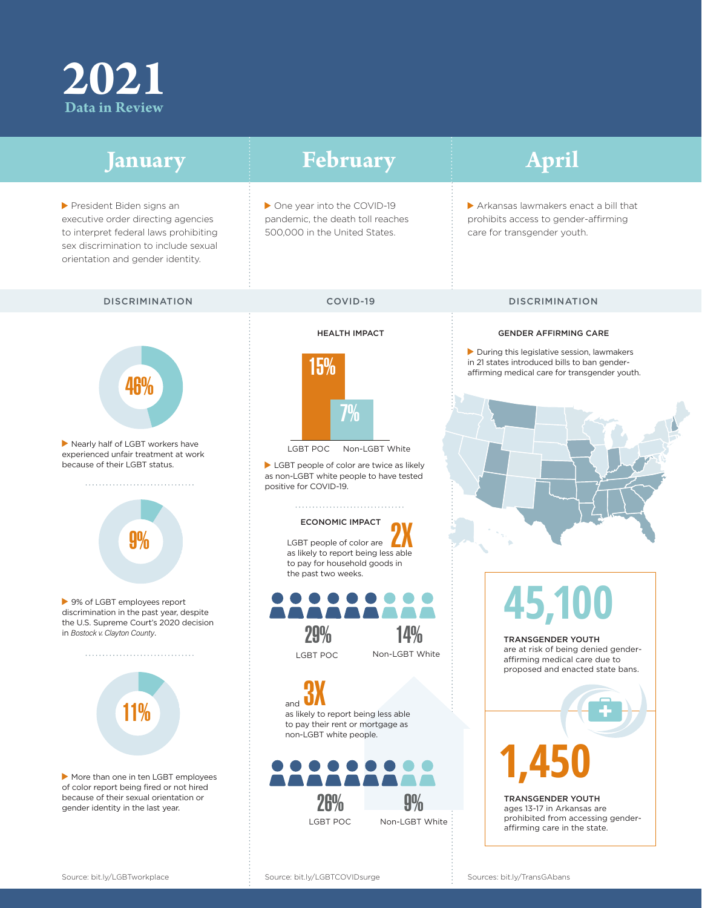# 2021

## Data in Review

## January

▶ President Biden signs an executive order directing agencies to interpret federal laws prohibiting sex discrimination to include sexual orientation and gender identity.

### DISCRIMINATION

**46%**

▶ Nearly half of LGBT workers have experienced unfair treatment at work because of their LGBT status.

**9%**

▶ 9% of LGBT employees report discrimination in the past year, despite the U.S. Supreme Court's 2020 decision in *Bostock v. Clayton County*.

**11%**

▶ More than one in ten LGBT employees of color report being fired or not hired because of their sexual orientation or gender identity in the last year.

Source: bit.ly/LGBTworkplace

## February

▶ One year into the COVID-19 pandemic, the death toll reaches 500,000 in the United States.

### COVID-19

#### HEALTH IMPACT

| LGBT POC | Non-LGBT White |
|---|---|
| 15% | 7% |

▶ LGBT people of color are twice as likely as non-LGBT white people to have tested positive for COVID-19.

#### ECONOMIC IMPACT

LGBT people of color are **2X** as likely to report being less able to pay for household goods in the past two weeks.

| LGBT POC | Non-LGBT White |
|---|---|
| 29% | 14% |

and **3X** as likely to report being less able to pay their rent or mortgage as non-LGBT white people.

| LGBT POC | Non-LGBT White |
|---|---|
| 26% | 9% |

Source: bit.ly/LGBTCOVIDsurge

## April

▶ Arkansas lawmakers enact a bill that prohibits access to gender-affirming care for transgender youth.

### DISCRIMINATION

#### GENDER AFFIRMING CARE

▶ During this legislative session, lawmakers in 21 states introduced bills to ban gender-affirming medical care for transgender youth.

**45,100**

**TRANSGENDER YOUTH** are at risk of being denied gender-affirming medical care due to proposed and enacted state bans.

**1,450**

**TRANSGENDER YOUTH** ages 13-17 in Arkansas are prohibited from accessing gender-affirming care in the state.

Sources: bit.ly/TransGAbans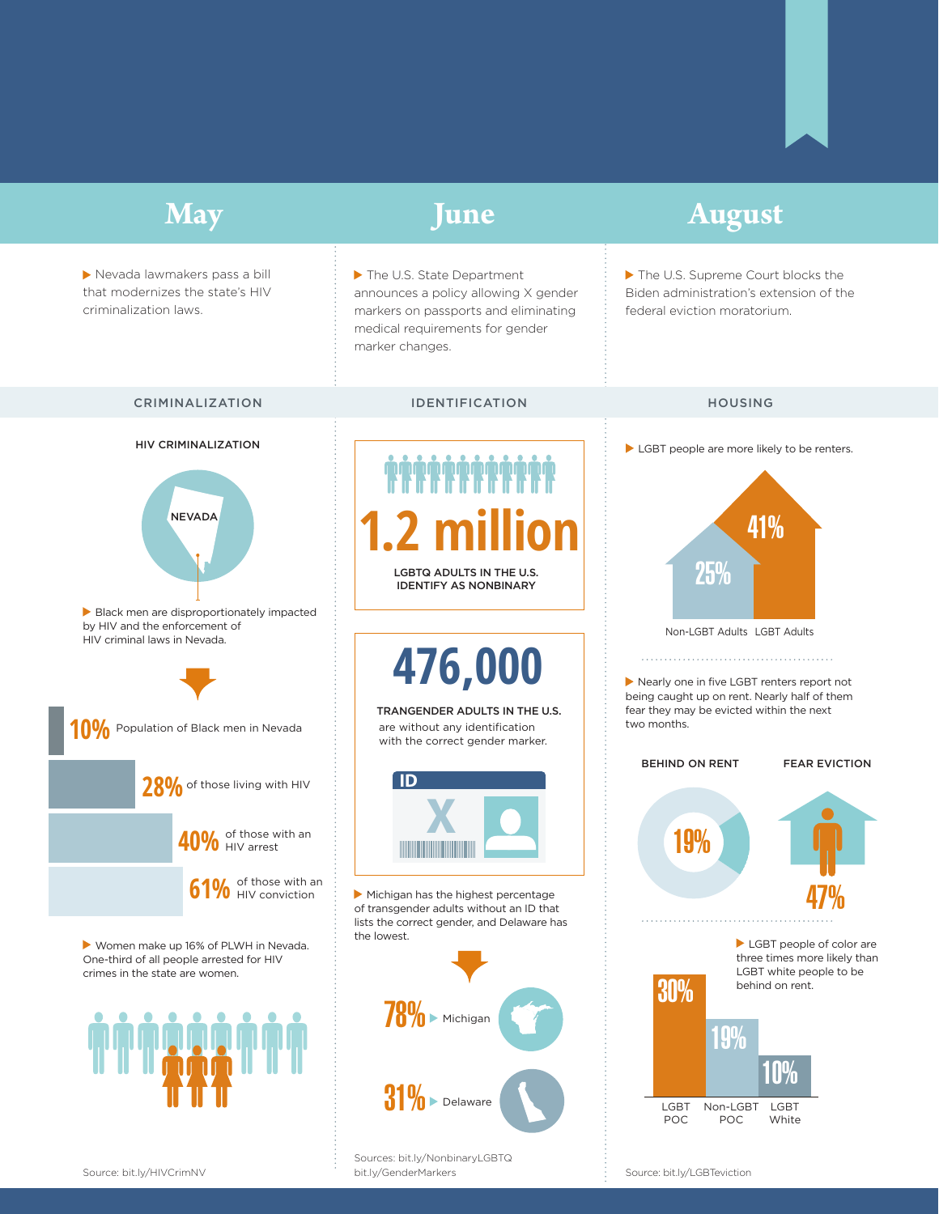## May

Nevada lawmakers pass a bill that modernizes the state's HIV criminalization laws.

## June

The U.S. State Department announces a policy allowing X gender markers on passports and eliminating medical requirements for gender marker changes.

## August

The U.S. Supreme Court blocks the Biden administration's extension of the federal eviction moratorium.

### CRIMINALIZATION

**HIV CRIMINALIZATION**

NEVADA

Black men are disproportionately impacted by HIV and the enforcement of HIV criminal laws in Nevada.

- **10%** Population of Black men in Nevada
- **28%** of those living with HIV
- **40%** of those with an HIV arrest
- **61%** of those with an HIV conviction

Women make up 16% of PLWH in Nevada. One-third of all people arrested for HIV crimes in the state are women.

Source: bit.ly/HIVCrimNV

### IDENTIFICATION

**1.2 million**

LGBTQ ADULTS IN THE U.S. IDENTIFY AS NONBINARY

**476,000**

TRANGENDER ADULTS IN THE U.S. are without any identification with the correct gender marker.

ID X

Michigan has the highest percentage of transgender adults without an ID that lists the correct gender, and Delaware has the lowest.

- **78%** Michigan
- **31%** Delaware

Sources: bit.ly/NonbinaryLGBTQ
bit.ly/GenderMarkers

### HOUSING

LGBT people are more likely to be renters.

| Non-LGBT Adults | LGBT Adults |
|---|---|
| 25% | 41% |

Nearly one in five LGBT renters report not being caught up on rent. Nearly half of them fear they may be evicted within the next two months.

| BEHIND ON RENT | FEAR EVICTION |
|---|---|
| 19% | 47% |

LGBT people of color are three times more likely than LGBT white people to be behind on rent.

| LGBT POC | Non-LGBT POC | LGBT White |
|---|---|---|
| 30% | 19% | 10% |

Source: bit.ly/LGBTeviction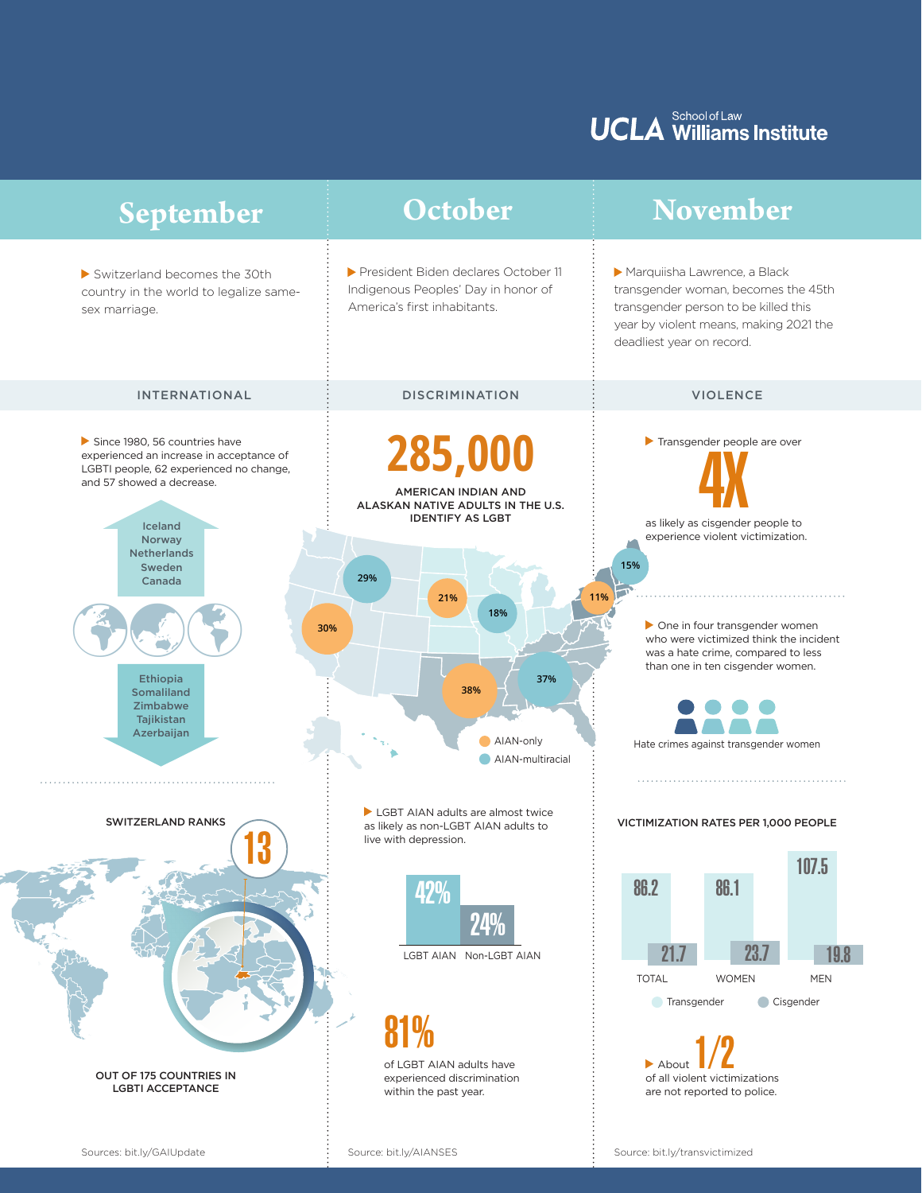UCLA School of Law Williams Institute

## September

Switzerland becomes the 30th country in the world to legalize same-sex marriage.

## October

President Biden declares October 11 Indigenous Peoples' Day in honor of America's first inhabitants.

## November

Marquiisha Lawrence, a Black transgender woman, becomes the 45th transgender person to be killed this year by violent means, making 2021 the deadliest year on record.

### INTERNATIONAL

Since 1980, 56 countries have experienced an increase in acceptance of LGBTI people, 62 experienced no change, and 57 showed a decrease.

Iceland
Norway
Netherlands
Sweden
Canada

Ethiopia
Somaliland
Zimbabwe
Tajikistan
Azerbaijan

SWITZERLAND RANKS 13 OUT OF 175 COUNTRIES IN LGBTI ACCEPTANCE

Sources: bit.ly/GAIUpdate

### DISCRIMINATION

**285,000**

AMERICAN INDIAN AND ALASKAN NATIVE ADULTS IN THE U.S. IDENTIFY AS LGBT

29%
30%
21%
18%
38%
37%
11%
15%

AIAN-only
AIAN-multiracial

LGBT AIAN adults are almost twice as likely as non-LGBT AIAN adults to live with depression.

42%
24%
LGBT AIAN
Non-LGBT AIAN

**81%** of LGBT AIAN adults have experienced discrimination within the past year.

Source: bit.ly/AIANSES

### VIOLENCE

Transgender people are over **4X** as likely as cisgender people to experience violent victimization.

One in four transgender women who were victimized think the incident was a hate crime, compared to less than one in ten cisgender women.

Hate crimes against transgender women

VICTIMIZATION RATES PER 1,000 PEOPLE

86.2
21.7
TOTAL
86.1
23.7
WOMEN
107.5
19.8
MEN

Transgender
Cisgender

About **1/2** of all violent victimizations are not reported to police.

Source: bit.ly/transvictimized